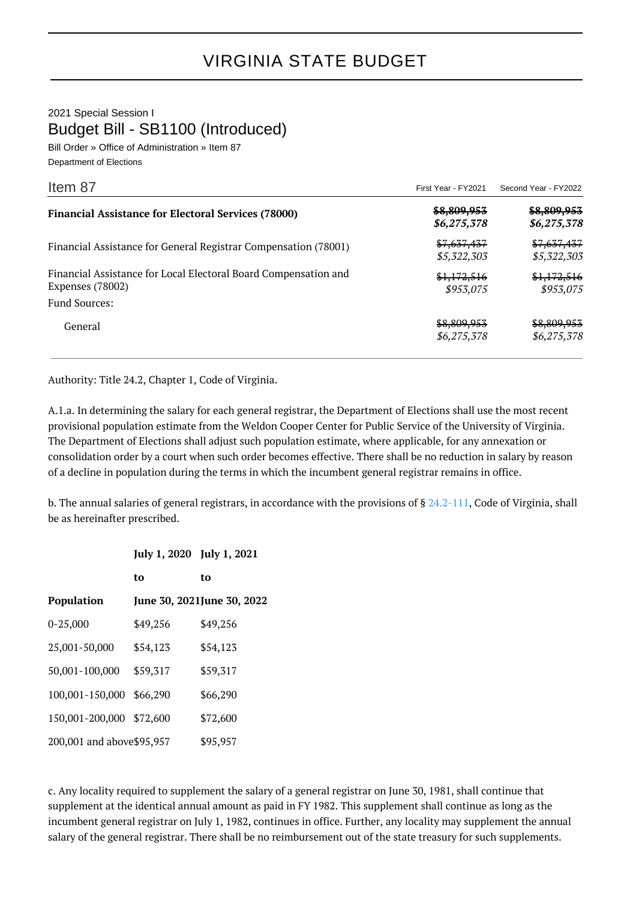# VIRGINIA STATE BUDGET

2021 Special Session I

## Budget Bill - SB1100 (Introduced)

Bill Order » Office of Administration » Item 87

Department of Elections

| Item 87 | First Year - FY2021 | Second Year - FY2022 |
|---|---|---|
| **Financial Assistance for Electoral Services (78000)** | ~~**$8,809,953**~~ ***$6,275,378*** | ~~**$8,809,953**~~ ***$6,275,378*** |
| Financial Assistance for General Registrar Compensation (78001) | ~~$7,637,437~~ *$5,322,303* | ~~$7,637,437~~ *$5,322,303* |
| Financial Assistance for Local Electoral Board Compensation and Expenses (78002) | ~~$1,172,516~~ *$953,075* | ~~$1,172,516~~ *$953,075* |
| Fund Sources: | | |
| General | ~~$8,809,953~~ *$6,275,378* | ~~$8,809,953~~ *$6,275,378* |

Authority: Title 24.2, Chapter 1, Code of Virginia.

A.1.a. In determining the salary for each general registrar, the Department of Elections shall use the most recent provisional population estimate from the Weldon Cooper Center for Public Service of the University of Virginia. The Department of Elections shall adjust such population estimate, where applicable, for any annexation or consolidation order by a court when such order becomes effective. There shall be no reduction in salary by reason of a decline in population during the terms in which the incumbent general registrar remains in office.

b. The annual salaries of general registrars, in accordance with the provisions of § 24.2-111, Code of Virginia, shall be as hereinafter prescribed.

| Population | July 1, 2020 to June 30, 2021 | July 1, 2021 to June 30, 2022 |
|---|---|---|
| 0-25,000 | $49,256 | $49,256 |
| 25,001-50,000 | $54,123 | $54,123 |
| 50,001-100,000 | $59,317 | $59,317 |
| 100,001-150,000 | $66,290 | $66,290 |
| 150,001-200,000 | $72,600 | $72,600 |
| 200,001 and above | $95,957 | $95,957 |

c. Any locality required to supplement the salary of a general registrar on June 30, 1981, shall continue that supplement at the identical annual amount as paid in FY 1982. This supplement shall continue as long as the incumbent general registrar on July 1, 1982, continues in office. Further, any locality may supplement the annual salary of the general registrar. There shall be no reimbursement out of the state treasury for such supplements.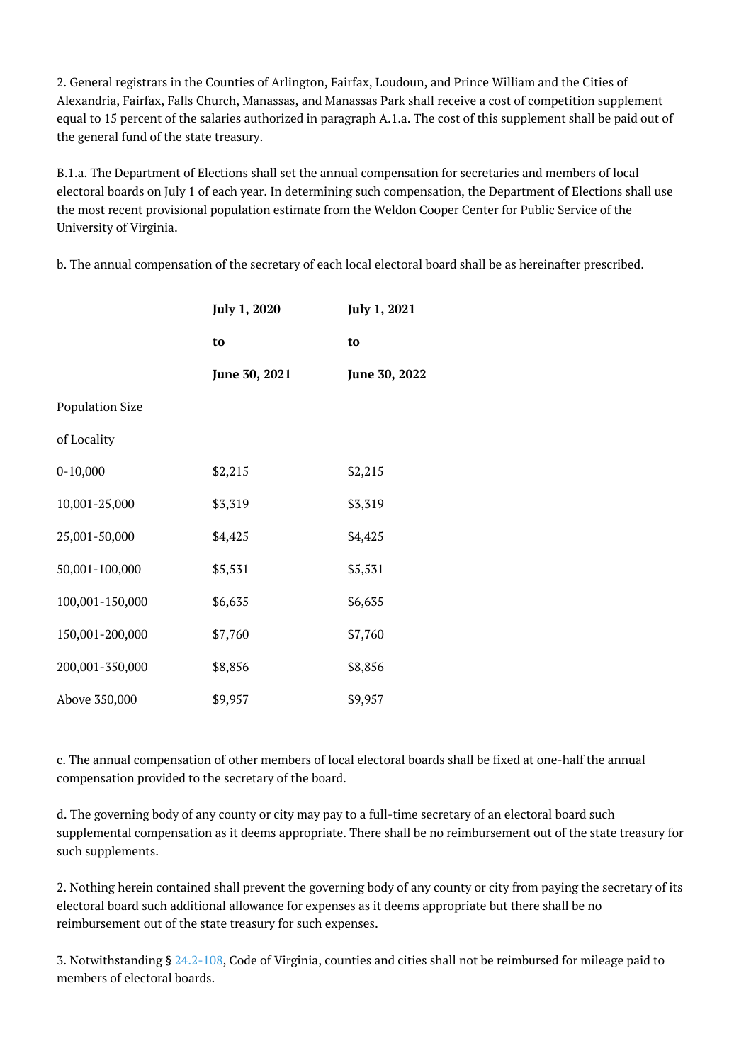2. General registrars in the Counties of Arlington, Fairfax, Loudoun, and Prince William and the Cities of Alexandria, Fairfax, Falls Church, Manassas, and Manassas Park shall receive a cost of competition supplement equal to 15 percent of the salaries authorized in paragraph A.1.a. The cost of this supplement shall be paid out of the general fund of the state treasury.

B.1.a. The Department of Elections shall set the annual compensation for secretaries and members of local electoral boards on July 1 of each year. In determining such compensation, the Department of Elections shall use the most recent provisional population estimate from the Weldon Cooper Center for Public Service of the University of Virginia.

b. The annual compensation of the secretary of each local electoral board shall be as hereinafter prescribed.

| Population Size of Locality | **July 1, 2020 to June 30, 2021** | **July 1, 2021 to June 30, 2022** |
|---|---|---|
| 0-10,000 | $2,215 | $2,215 |
| 10,001-25,000 | $3,319 | $3,319 |
| 25,001-50,000 | $4,425 | $4,425 |
| 50,001-100,000 | $5,531 | $5,531 |
| 100,001-150,000 | $6,635 | $6,635 |
| 150,001-200,000 | $7,760 | $7,760 |
| 200,001-350,000 | $8,856 | $8,856 |
| Above 350,000 | $9,957 | $9,957 |

c. The annual compensation of other members of local electoral boards shall be fixed at one-half the annual compensation provided to the secretary of the board.

d. The governing body of any county or city may pay to a full-time secretary of an electoral board such supplemental compensation as it deems appropriate. There shall be no reimbursement out of the state treasury for such supplements.

2. Nothing herein contained shall prevent the governing body of any county or city from paying the secretary of its electoral board such additional allowance for expenses as it deems appropriate but there shall be no reimbursement out of the state treasury for such expenses.

3. Notwithstanding § 24.2-108, Code of Virginia, counties and cities shall not be reimbursed for mileage paid to members of electoral boards.